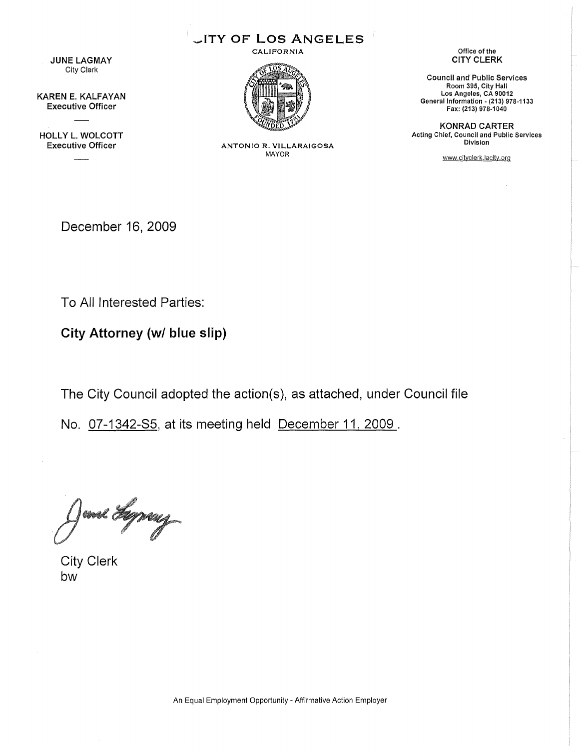JUNE LAGMAY
City Clerk

KAREN E. KALFAYAN
Executive Officer

HOLLY L. WOLCOTT
Executive Officer

# CITY OF LOS ANGELES

CALIFORNIA

ANTONIO R. VILLARAIGOSA
MAYOR

Office of the
CITY CLERK

Council and Public Services
Room 395, City Hall
Los Angeles, CA 90012
General Information - (213) 978-1133
Fax: (213) 978-1040

KONRAD CARTER
Acting Chief, Council and Public Services Division

www.cityclerk.lacity.org

December 16, 2009

To All Interested Parties:

**City Attorney (w/ blue slip)**

The City Council adopted the action(s), as attached, under Council file No. 07-1342-S5, at its meeting held December 11, 2009.

City Clerk
bw

An Equal Employment Opportunity - Affirmative Action Employer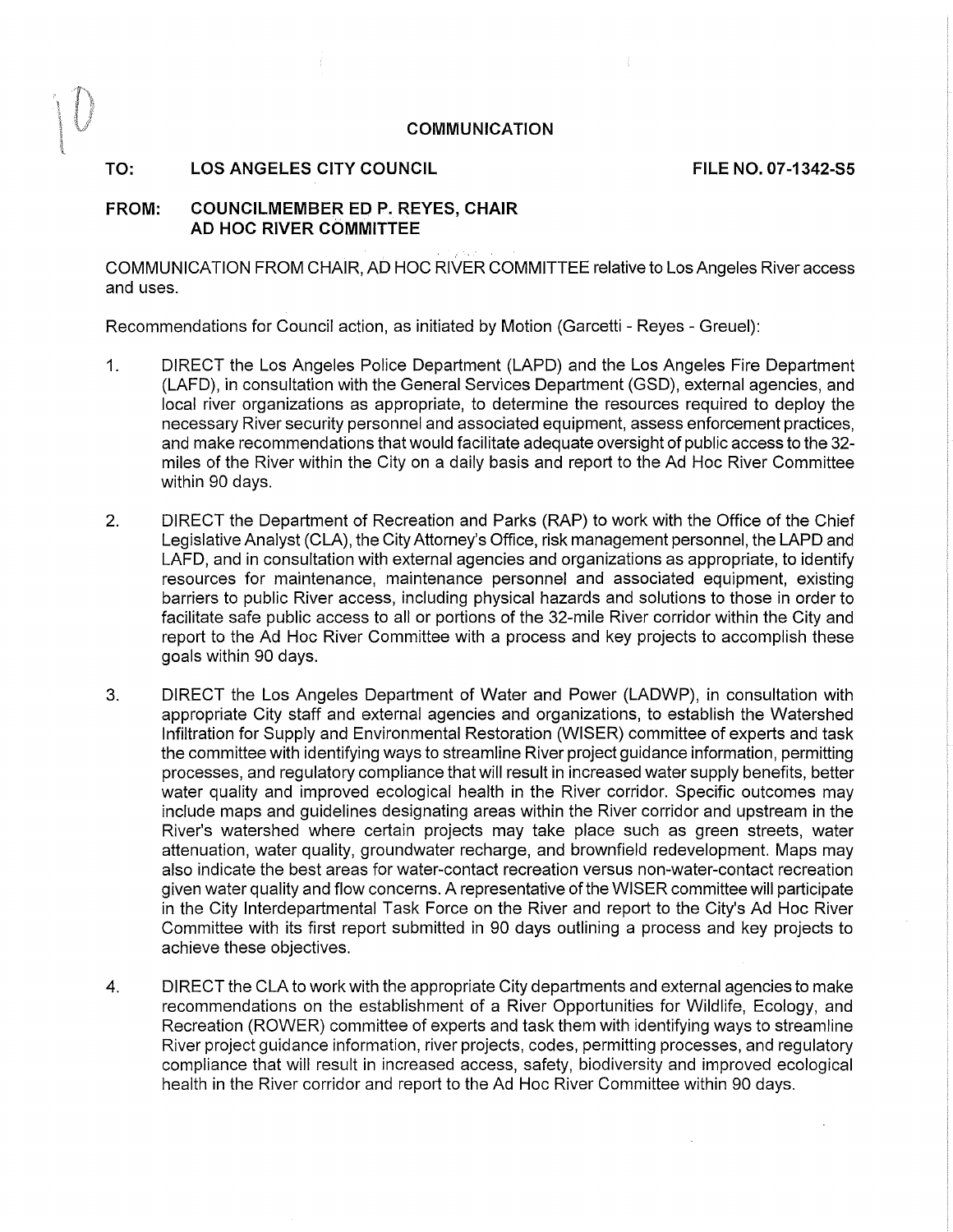## COMMUNICATION

**TO: LOS ANGELES CITY COUNCIL** **FILE NO. 07-1342-S5**

**FROM: COUNCILMEMBER ED P. REYES, CHAIR AD HOC RIVER COMMITTEE**

COMMUNICATION FROM CHAIR, AD HOC RIVER COMMITTEE relative to Los Angeles River access and uses.

Recommendations for Council action, as initiated by Motion (Garcetti - Reyes - Greuel):

1. DIRECT the Los Angeles Police Department (LAPD) and the Los Angeles Fire Department (LAFD), in consultation with the General Services Department (GSD), external agencies, and local river organizations as appropriate, to determine the resources required to deploy the necessary River security personnel and associated equipment, assess enforcement practices, and make recommendations that would facilitate adequate oversight of public access to the 32-miles of the River within the City on a daily basis and report to the Ad Hoc River Committee within 90 days.

2. DIRECT the Department of Recreation and Parks (RAP) to work with the Office of the Chief Legislative Analyst (CLA), the City Attorney's Office, risk management personnel, the LAPD and LAFD, and in consultation with external agencies and organizations as appropriate, to identify resources for maintenance, maintenance personnel and associated equipment, existing barriers to public River access, including physical hazards and solutions to those in order to facilitate safe public access to all or portions of the 32-mile River corridor within the City and report to the Ad Hoc River Committee with a process and key projects to accomplish these goals within 90 days.

3. DIRECT the Los Angeles Department of Water and Power (LADWP), in consultation with appropriate City staff and external agencies and organizations, to establish the Watershed Infiltration for Supply and Environmental Restoration (WISER) committee of experts and task the committee with identifying ways to streamline River project guidance information, permitting processes, and regulatory compliance that will result in increased water supply benefits, better water quality and improved ecological health in the River corridor. Specific outcomes may include maps and guidelines designating areas within the River corridor and upstream in the River's watershed where certain projects may take place such as green streets, water attenuation, water quality, groundwater recharge, and brownfield redevelopment. Maps may also indicate the best areas for water-contact recreation versus non-water-contact recreation given water quality and flow concerns. A representative of the WISER committee will participate in the City Interdepartmental Task Force on the River and report to the City's Ad Hoc River Committee with its first report submitted in 90 days outlining a process and key projects to achieve these objectives.

4. DIRECT the CLA to work with the appropriate City departments and external agencies to make recommendations on the establishment of a River Opportunities for Wildlife, Ecology, and Recreation (ROWER) committee of experts and task them with identifying ways to streamline River project guidance information, river projects, codes, permitting processes, and regulatory compliance that will result in increased access, safety, biodiversity and improved ecological health in the River corridor and report to the Ad Hoc River Committee within 90 days.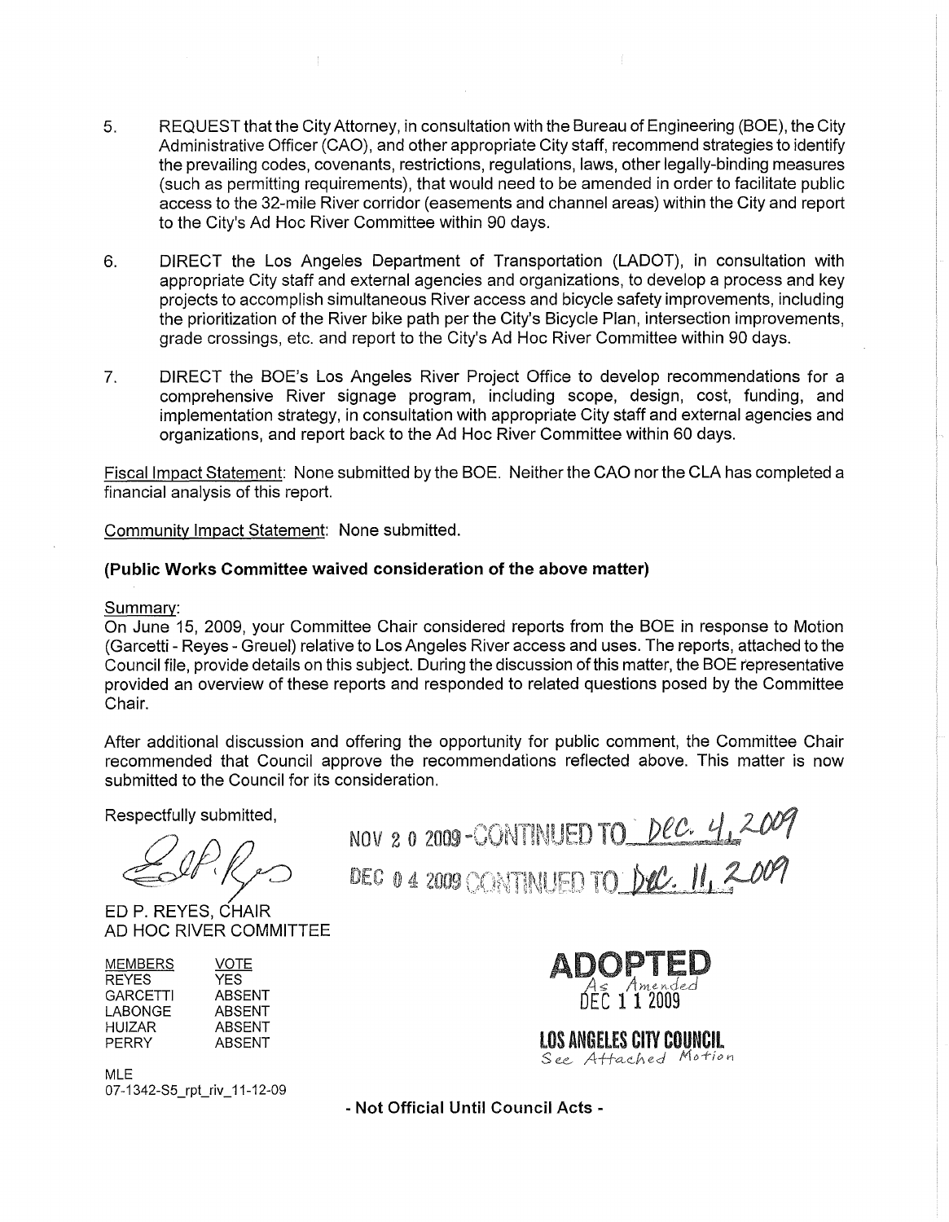5. REQUEST that the City Attorney, in consultation with the Bureau of Engineering (BOE), the City Administrative Officer (CAO), and other appropriate City staff, recommend strategies to identify the prevailing codes, covenants, restrictions, regulations, laws, other legally-binding measures (such as permitting requirements), that would need to be amended in order to facilitate public access to the 32-mile River corridor (easements and channel areas) within the City and report to the City's Ad Hoc River Committee within 90 days.

6. DIRECT the Los Angeles Department of Transportation (LADOT), in consultation with appropriate City staff and external agencies and organizations, to develop a process and key projects to accomplish simultaneous River access and bicycle safety improvements, including the prioritization of the River bike path per the City's Bicycle Plan, intersection improvements, grade crossings, etc. and report to the City's Ad Hoc River Committee within 90 days.

7. DIRECT the BOE's Los Angeles River Project Office to develop recommendations for a comprehensive River signage program, including scope, design, cost, funding, and implementation strategy, in consultation with appropriate City staff and external agencies and organizations, and report back to the Ad Hoc River Committee within 60 days.

Fiscal Impact Statement: None submitted by the BOE. Neither the CAO nor the CLA has completed a financial analysis of this report.

Community Impact Statement: None submitted.

**(Public Works Committee waived consideration of the above matter)**

Summary:
On June 15, 2009, your Committee Chair considered reports from the BOE in response to Motion (Garcetti - Reyes - Greuel) relative to Los Angeles River access and uses. The reports, attached to the Council file, provide details on this subject. During the discussion of this matter, the BOE representative provided an overview of these reports and responded to related questions posed by the Committee Chair.

After additional discussion and offering the opportunity for public comment, the Committee Chair recommended that Council approve the recommendations reflected above. This matter is now submitted to the Council for its consideration.

Respectfully submitted,

NOV 20 2009 - CONTINUED TO Dec. 4, 2009

DEC 04 2009 CONTINUED TO Dec. 11, 2009

ED P. REYES, CHAIR
AD HOC RIVER COMMITTEE

| MEMBERS | VOTE |
|---|---|
| REYES | YES |
| GARCETTI | ABSENT |
| LABONGE | ABSENT |
| HUIZAR | ABSENT |
| PERRY | ABSENT |

**ADOPTED**
As Amended
DEC 11 2009

**LOS ANGELES CITY COUNCIL**
See Attached Motion

MLE
07-1342-S5_rpt_riv_11-12-09

**- Not Official Until Council Acts -**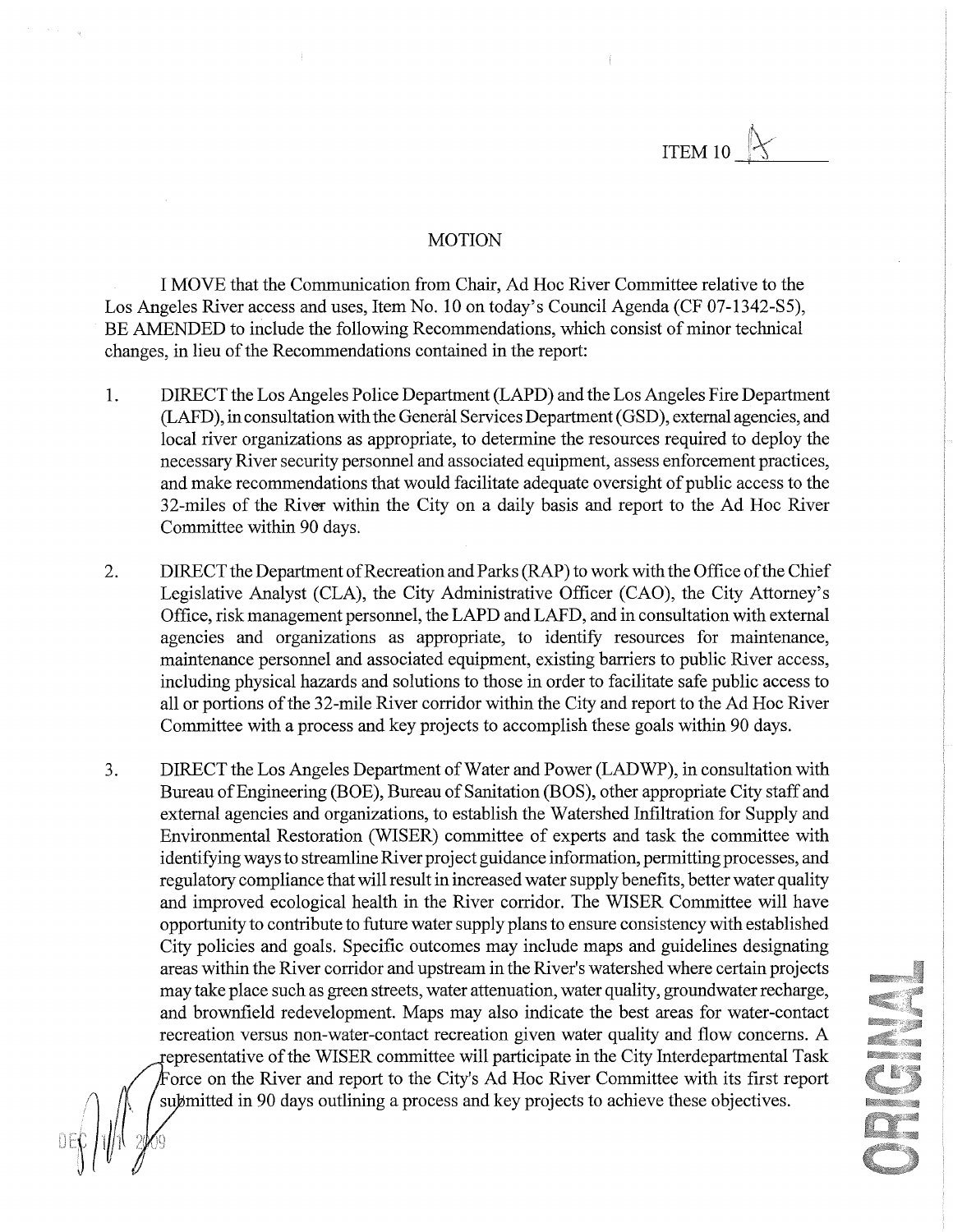ITEM 10 A

## MOTION

I MOVE that the Communication from Chair, Ad Hoc River Committee relative to the Los Angeles River access and uses, Item No. 10 on today's Council Agenda (CF 07-1342-S5), BE AMENDED to include the following Recommendations, which consist of minor technical changes, in lieu of the Recommendations contained in the report:

1. DIRECT the Los Angeles Police Department (LAPD) and the Los Angeles Fire Department (LAFD), in consultation with the General Services Department (GSD), external agencies, and local river organizations as appropriate, to determine the resources required to deploy the necessary River security personnel and associated equipment, assess enforcement practices, and make recommendations that would facilitate adequate oversight of public access to the 32-miles of the River within the City on a daily basis and report to the Ad Hoc River Committee within 90 days.

2. DIRECT the Department of Recreation and Parks (RAP) to work with the Office of the Chief Legislative Analyst (CLA), the City Administrative Officer (CAO), the City Attorney's Office, risk management personnel, the LAPD and LAFD, and in consultation with external agencies and organizations as appropriate, to identify resources for maintenance, maintenance personnel and associated equipment, existing barriers to public River access, including physical hazards and solutions to those in order to facilitate safe public access to all or portions of the 32-mile River corridor within the City and report to the Ad Hoc River Committee with a process and key projects to accomplish these goals within 90 days.

3. DIRECT the Los Angeles Department of Water and Power (LADWP), in consultation with Bureau of Engineering (BOE), Bureau of Sanitation (BOS), other appropriate City staff and external agencies and organizations, to establish the Watershed Infiltration for Supply and Environmental Restoration (WISER) committee of experts and task the committee with identifying ways to streamline River project guidance information, permitting processes, and regulatory compliance that will result in increased water supply benefits, better water quality and improved ecological health in the River corridor. The WISER Committee will have opportunity to contribute to future water supply plans to ensure consistency with established City policies and goals. Specific outcomes may include maps and guidelines designating areas within the River corridor and upstream in the River's watershed where certain projects may take place such as green streets, water attenuation, water quality, groundwater recharge, and brownfield redevelopment. Maps may also indicate the best areas for water-contact recreation versus non-water-contact recreation given water quality and flow concerns. A representative of the WISER committee will participate in the City Interdepartmental Task Force on the River and report to the City's Ad Hoc River Committee with its first report submitted in 90 days outlining a process and key projects to achieve these objectives.

DEC 11 2009

ORIGINAL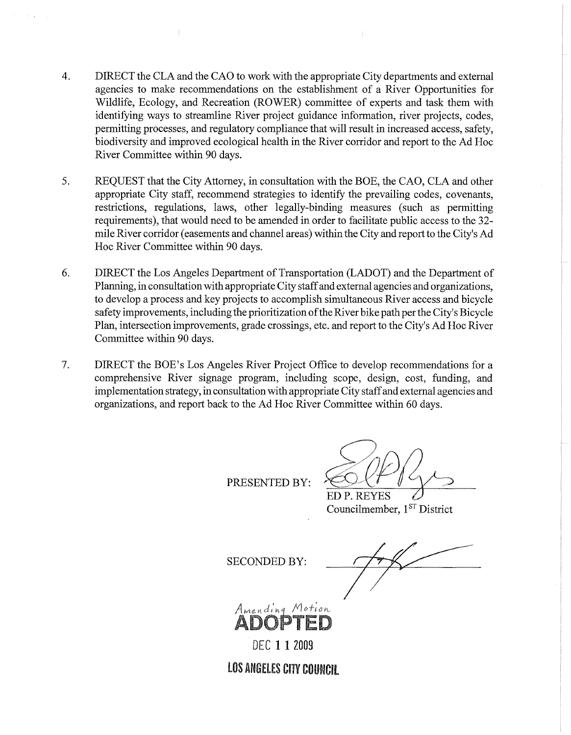4. DIRECT the CLA and the CAO to work with the appropriate City departments and external agencies to make recommendations on the establishment of a River Opportunities for Wildlife, Ecology, and Recreation (ROWER) committee of experts and task them with identifying ways to streamline River project guidance information, river projects, codes, permitting processes, and regulatory compliance that will result in increased access, safety, biodiversity and improved ecological health in the River corridor and report to the Ad Hoc River Committee within 90 days.

5. REQUEST that the City Attorney, in consultation with the BOE, the CAO, CLA and other appropriate City staff, recommend strategies to identify the prevailing codes, covenants, restrictions, regulations, laws, other legally-binding measures (such as permitting requirements), that would need to be amended in order to facilitate public access to the 32-mile River corridor (easements and channel areas) within the City and report to the City's Ad Hoc River Committee within 90 days.

6. DIRECT the Los Angeles Department of Transportation (LADOT) and the Department of Planning, in consultation with appropriate City staff and external agencies and organizations, to develop a process and key projects to accomplish simultaneous River access and bicycle safety improvements, including the prioritization of the River bike path per the City's Bicycle Plan, intersection improvements, grade crossings, etc. and report to the City's Ad Hoc River Committee within 90 days.

7. DIRECT the BOE's Los Angeles River Project Office to develop recommendations for a comprehensive River signage program, including scope, design, cost, funding, and implementation strategy, in consultation with appropriate City staff and external agencies and organizations, and report back to the Ad Hoc River Committee within 60 days.

PRESENTED BY: ______________________
ED P. REYES
Councilmember, 1ST District

SECONDED BY: ______________________

Amending Motion
ADOPTED
DEC 11 2009
LOS ANGELES CITY COUNCIL